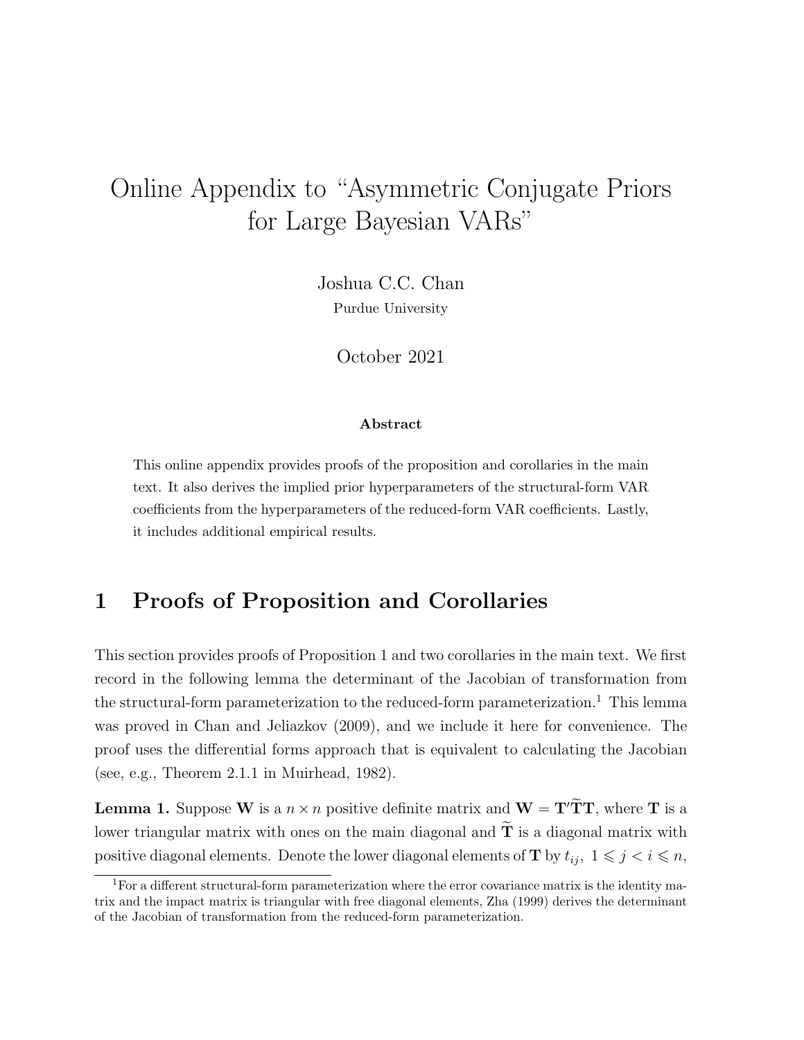# Online Appendix to "Asymmetric Conjugate Priors for Large Bayesian VARs"

Joshua C.C. Chan
Purdue University

October 2021

**Abstract**

This online appendix provides proofs of the proposition and corollaries in the main text. It also derives the implied prior hyperparameters of the structural-form VAR coefficients from the hyperparameters of the reduced-form VAR coefficients. Lastly, it includes additional empirical results.

## 1 Proofs of Proposition and Corollaries

This section provides proofs of Proposition 1 and two corollaries in the main text. We first record in the following lemma the determinant of the Jacobian of transformation from the structural-form parameterization to the reduced-form parameterization.[1] This lemma was proved in Chan and Jeliazkov (2009), and we include it here for convenience. The proof uses the differential forms approach that is equivalent to calculating the Jacobian (see, e.g., Theorem 2.1.1 in Muirhead, 1982).

**Lemma 1.** Suppose $\mathbf{W}$ is a $n \times n$ positive definite matrix and $\mathbf{W} = \mathbf{T}'\widetilde{\mathbf{T}}\mathbf{T}$, where $\mathbf{T}$ is a lower triangular matrix with ones on the main diagonal and $\widetilde{\mathbf{T}}$ is a diagonal matrix with positive diagonal elements. Denote the lower diagonal elements of $\mathbf{T}$ by $t_{ij},\ 1 \leqslant j < i \leqslant n$,

[1] For a different structural-form parameterization where the error covariance matrix is the identity matrix and the impact matrix is triangular with free diagonal elements, Zha (1999) derives the determinant of the Jacobian of transformation from the reduced-form parameterization.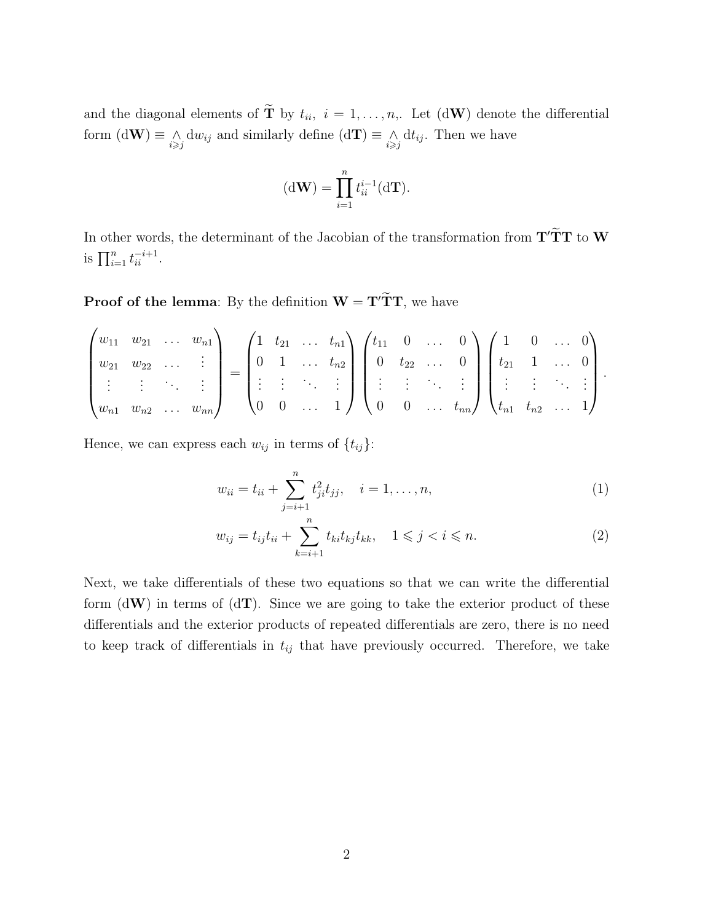and the diagonal elements of $\widetilde{\mathbf{T}}$ by $t_{ii},\ i = 1, \ldots, n,$. Let $(\mathrm{d}\mathbf{W})$ denote the differential form $(\mathrm{d}\mathbf{W}) \equiv \underset{i \geqslant j}{\wedge} \mathrm{d}w_{ij}$ and similarly define $(\mathrm{d}\mathbf{T}) \equiv \underset{i \geqslant j}{\wedge} \mathrm{d}t_{ij}$. Then we have

$$(\mathrm{d}\mathbf{W}) = \prod_{i=1}^{n} t_{ii}^{i-1} (\mathrm{d}\mathbf{T}).$$

In other words, the determinant of the Jacobian of the transformation from $\mathbf{T}'\widetilde{\mathbf{T}}\mathbf{T}$ to $\mathbf{W}$ is $\prod_{i=1}^{n} t_{ii}^{-i+1}$.

**Proof of the lemma**: By the definition $\mathbf{W} = \mathbf{T}'\widetilde{\mathbf{T}}\mathbf{T}$, we have

$$\begin{pmatrix} w_{11} & w_{21} & \ldots & w_{n1} \\ w_{21} & w_{22} & \ldots & \vdots \\ \vdots & \vdots & \ddots & \vdots \\ w_{n1} & w_{n2} & \ldots & w_{nn} \end{pmatrix} = \begin{pmatrix} 1 & t_{21} & \ldots & t_{n1} \\ 0 & 1 & \ldots & t_{n2} \\ \vdots & \vdots & \ddots & \vdots \\ 0 & 0 & \ldots & 1 \end{pmatrix} \begin{pmatrix} t_{11} & 0 & \ldots & 0 \\ 0 & t_{22} & \ldots & 0 \\ \vdots & \vdots & \ddots & \vdots \\ 0 & 0 & \ldots & t_{nn} \end{pmatrix} \begin{pmatrix} 1 & 0 & \ldots & 0 \\ t_{21} & 1 & \ldots & 0 \\ \vdots & \vdots & \ddots & \vdots \\ t_{n1} & t_{n2} & \ldots & 1 \end{pmatrix}.$$

Hence, we can express each $w_{ij}$ in terms of $\{t_{ij}\}$:

$$w_{ii} = t_{ii} + \sum_{j=i+1}^{n} t_{ji}^2 t_{jj}, \quad i = 1, \ldots, n, \tag{1}$$

$$w_{ij} = t_{ij} t_{ii} + \sum_{k=i+1}^{n} t_{ki} t_{kj} t_{kk}, \quad 1 \leqslant j < i \leqslant n. \tag{2}$$

Next, we take differentials of these two equations so that we can write the differential form $(\mathrm{d}\mathbf{W})$ in terms of $(\mathrm{d}\mathbf{T})$. Since we are going to take the exterior product of these differentials and the exterior products of repeated differentials are zero, there is no need to keep track of differentials in $t_{ij}$ that have previously occurred. Therefore, we take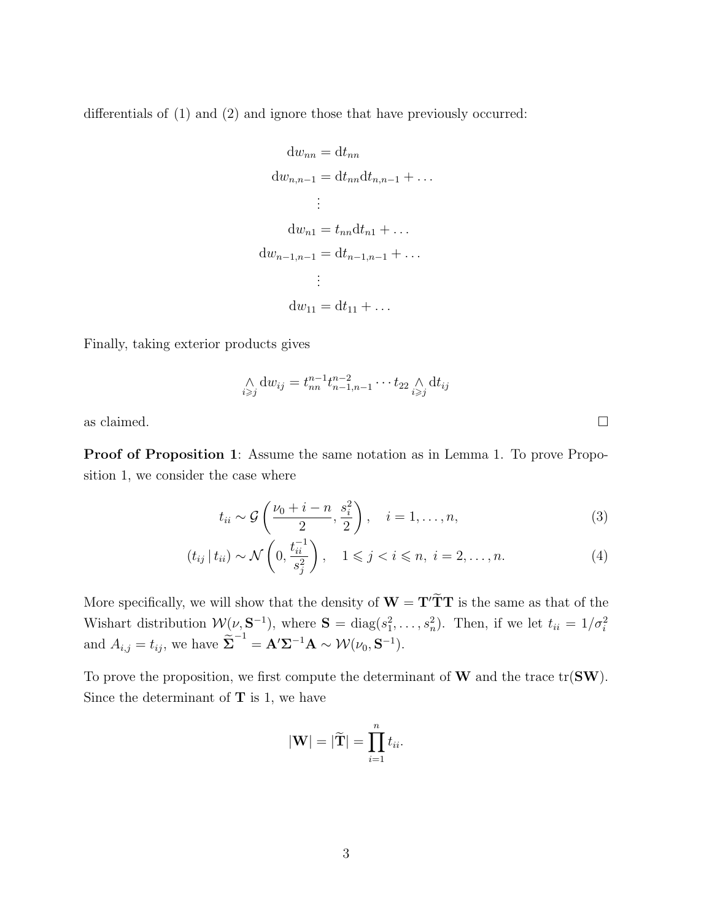differentials of (1) and (2) and ignore those that have previously occurred:

$$
\begin{aligned}
\mathrm{d}w_{nn} &= \mathrm{d}t_{nn} \\
\mathrm{d}w_{n,n-1} &= \mathrm{d}t_{nn}\mathrm{d}t_{n,n-1} + \dots \\
&\vdots \\
\mathrm{d}w_{n1} &= t_{nn}\mathrm{d}t_{n1} + \dots \\
\mathrm{d}w_{n-1,n-1} &= \mathrm{d}t_{n-1,n-1} + \dots \\
&\vdots \\
\mathrm{d}w_{11} &= \mathrm{d}t_{11} + \dots
\end{aligned}
$$

Finally, taking exterior products gives

$$
\bigwedge_{i \geqslant j} \mathrm{d}w_{ij} = t_{nn}^{n-1} t_{n-1,n-1}^{n-2} \cdots t_{22} \bigwedge_{i \geqslant j} \mathrm{d}t_{ij}
$$

as claimed. $\square$

**Proof of Proposition 1**: Assume the same notation as in Lemma 1. To prove Proposition 1, we consider the case where

$$
t_{ii} \sim \mathcal{G}\left(\frac{\nu_0 + i - n}{2}, \frac{s_i^2}{2}\right), \quad i = 1, \dots, n, \tag{3}
$$

$$
(t_{ij} \,|\, t_{ii}) \sim \mathcal{N}\left(0, \frac{t_{ii}^{-1}}{s_j^2}\right), \quad 1 \leqslant j < i \leqslant n, \; i = 2, \dots, n. \tag{4}
$$

More specifically, we will show that the density of $\mathbf{W} = \mathbf{T}'\widetilde{\mathbf{T}}\mathbf{T}$ is the same as that of the Wishart distribution $\mathcal{W}(\nu, \mathbf{S}^{-1})$, where $\mathbf{S} = \operatorname{diag}(s_1^2, \dots, s_n^2)$. Then, if we let $t_{ii} = 1/\sigma_i^2$ and $A_{i,j} = t_{ij}$, we have $\widetilde{\mathbf{\Sigma}}^{-1} = \mathbf{A}'\mathbf{\Sigma}^{-1}\mathbf{A} \sim \mathcal{W}(\nu_0, \mathbf{S}^{-1})$.

To prove the proposition, we first compute the determinant of $\mathbf{W}$ and the trace $\operatorname{tr}(\mathbf{SW})$. Since the determinant of $\mathbf{T}$ is 1, we have

$$
|\mathbf{W}| = |\widetilde{\mathbf{T}}| = \prod_{i=1}^{n} t_{ii}.
$$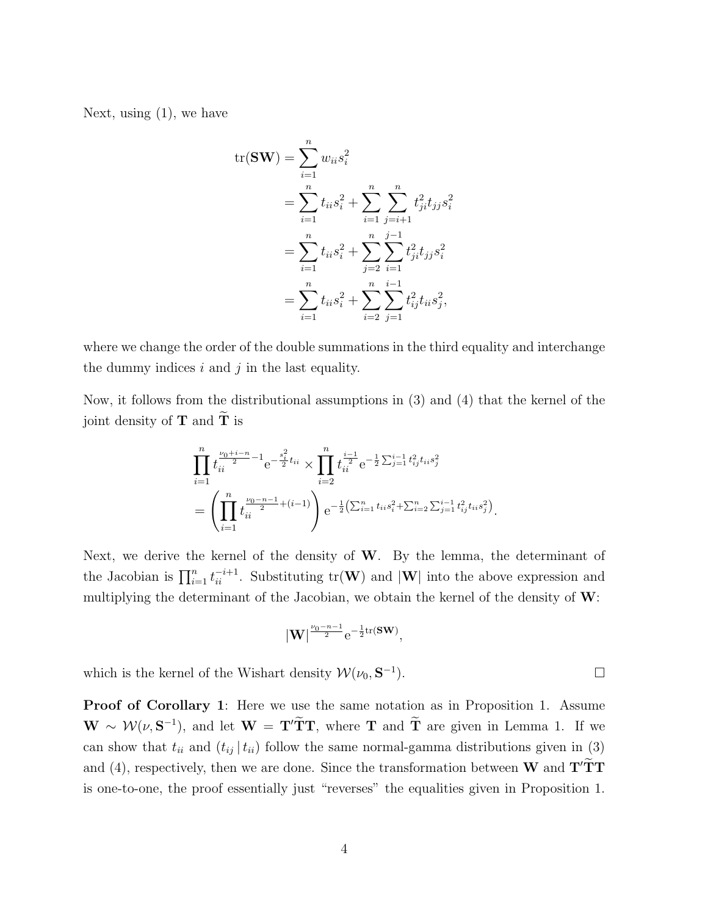Next, using (1), we have

$$
\begin{aligned}
\operatorname{tr}(\mathbf{SW}) &= \sum_{i=1}^{n} w_{ii} s_i^2 \\
&= \sum_{i=1}^{n} t_{ii} s_i^2 + \sum_{i=1}^{n} \sum_{j=i+1}^{n} t_{ji}^2 t_{jj} s_i^2 \\
&= \sum_{i=1}^{n} t_{ii} s_i^2 + \sum_{j=2}^{n} \sum_{i=1}^{j-1} t_{ji}^2 t_{jj} s_i^2 \\
&= \sum_{i=1}^{n} t_{ii} s_i^2 + \sum_{i=2}^{n} \sum_{j=1}^{i-1} t_{ij}^2 t_{ii} s_j^2,
\end{aligned}
$$

where we change the order of the double summations in the third equality and interchange the dummy indices $i$ and $j$ in the last equality.

Now, it follows from the distributional assumptions in (3) and (4) that the kernel of the joint density of $\mathbf{T}$ and $\widetilde{\mathbf{T}}$ is

$$
\begin{aligned}
&\prod_{i=1}^{n} t_{ii}^{\frac{\nu_0+i-n}{2}-1} \mathrm{e}^{-\frac{s_i^2}{2} t_{ii}} \times \prod_{i=2}^{n} t_{ii}^{\frac{i-1}{2}} \mathrm{e}^{-\frac{1}{2}\sum_{j=1}^{i-1} t_{ij}^2 t_{ii} s_j^2} \\
&= \left( \prod_{i=1}^{n} t_{ii}^{\frac{\nu_0-n-1}{2}+(i-1)} \right) \mathrm{e}^{-\frac{1}{2}\left(\sum_{i=1}^{n} t_{ii} s_i^2 + \sum_{i=2}^{n}\sum_{j=1}^{i-1} t_{ij}^2 t_{ii} s_j^2\right)}.
\end{aligned}
$$

Next, we derive the kernel of the density of $\mathbf{W}$. By the lemma, the determinant of the Jacobian is $\prod_{i=1}^{n} t_{ii}^{-i+1}$. Substituting $\operatorname{tr}(\mathbf{W})$ and $|\mathbf{W}|$ into the above expression and multiplying the determinant of the Jacobian, we obtain the kernel of the density of $\mathbf{W}$:

$$
|\mathbf{W}|^{\frac{\nu_0-n-1}{2}} \mathrm{e}^{-\frac{1}{2}\operatorname{tr}(\mathbf{SW})},
$$

which is the kernel of the Wishart density $\mathcal{W}(\nu_0, \mathbf{S}^{-1})$. □

**Proof of Corollary 1**: Here we use the same notation as in Proposition 1. Assume $\mathbf{W} \sim \mathcal{W}(\nu, \mathbf{S}^{-1})$, and let $\mathbf{W} = \mathbf{T}'\widetilde{\mathbf{T}}\mathbf{T}$, where $\mathbf{T}$ and $\widetilde{\mathbf{T}}$ are given in Lemma 1. If we can show that $t_{ii}$ and $(t_{ij} \,|\, t_{ii})$ follow the same normal-gamma distributions given in (3) and (4), respectively, then we are done. Since the transformation between $\mathbf{W}$ and $\mathbf{T}'\widetilde{\mathbf{T}}\mathbf{T}$ is one-to-one, the proof essentially just "reverses" the equalities given in Proposition 1.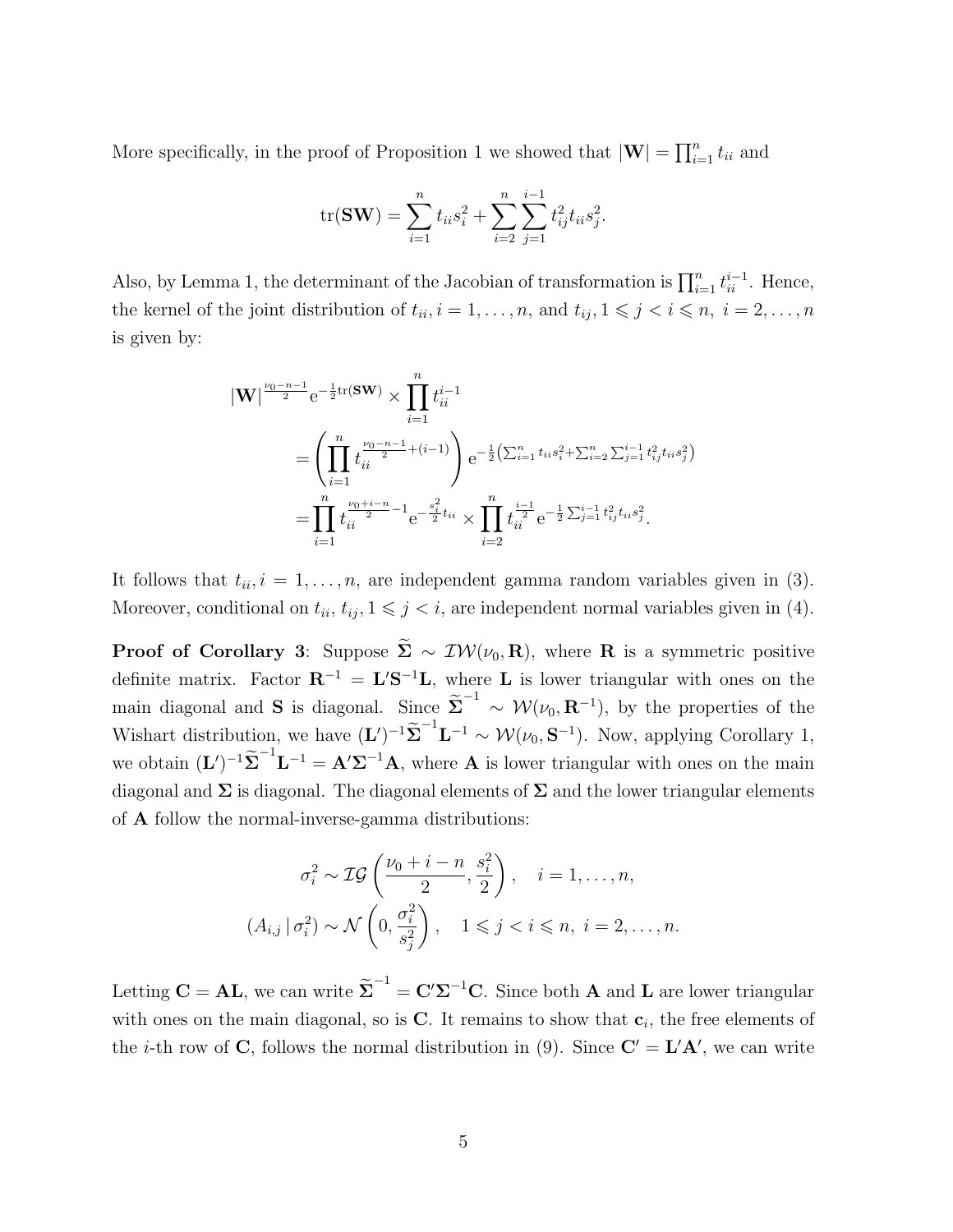More specifically, in the proof of Proposition 1 we showed that $|\mathbf{W}| = \prod_{i=1}^n t_{ii}$ and

$$\mathrm{tr}(\mathbf{SW}) = \sum_{i=1}^n t_{ii}s_i^2 + \sum_{i=2}^n \sum_{j=1}^{i-1} t_{ij}^2 t_{ii} s_j^2.$$

Also, by Lemma 1, the determinant of the Jacobian of transformation is $\prod_{i=1}^n t_{ii}^{i-1}$. Hence, the kernel of the joint distribution of $t_{ii}, i = 1, \ldots, n$, and $t_{ij}, 1 \leqslant j < i \leqslant n,\ i = 2, \ldots, n$ is given by:

$$\begin{aligned}
|\mathbf{W}|^{\frac{\nu_0 - n - 1}{2}} \mathrm{e}^{-\frac{1}{2}\mathrm{tr}(\mathbf{SW})} &\times \prod_{i=1}^n t_{ii}^{i-1} \\
&= \left(\prod_{i=1}^n t_{ii}^{\frac{\nu_0 - n - 1}{2} + (i-1)}\right) \mathrm{e}^{-\frac{1}{2}\left(\sum_{i=1}^n t_{ii}s_i^2 + \sum_{i=2}^n \sum_{j=1}^{i-1} t_{ij}^2 t_{ii} s_j^2\right)} \\
&= \prod_{i=1}^n t_{ii}^{\frac{\nu_0 + i - n}{2} - 1} \mathrm{e}^{-\frac{s_i^2}{2} t_{ii}} \times \prod_{i=2}^n t_{ii}^{\frac{i-1}{2}} \mathrm{e}^{-\frac{1}{2}\sum_{j=1}^{i-1} t_{ij}^2 t_{ii} s_j^2}.
\end{aligned}$$

It follows that $t_{ii}, i = 1, \ldots, n$, are independent gamma random variables given in (3). Moreover, conditional on $t_{ii}$, $t_{ij}, 1 \leqslant j < i$, are independent normal variables given in (4).

**Proof of Corollary 3**: Suppose $\widetilde{\mathbf{\Sigma}} \sim \mathcal{IW}(\nu_0, \mathbf{R})$, where $\mathbf{R}$ is a symmetric positive definite matrix. Factor $\mathbf{R}^{-1} = \mathbf{L}'\mathbf{S}^{-1}\mathbf{L}$, where $\mathbf{L}$ is lower triangular with ones on the main diagonal and $\mathbf{S}$ is diagonal. Since $\widetilde{\mathbf{\Sigma}}^{-1} \sim \mathcal{W}(\nu_0, \mathbf{R}^{-1})$, by the properties of the Wishart distribution, we have $(\mathbf{L}')^{-1}\widetilde{\mathbf{\Sigma}}^{-1}\mathbf{L}^{-1} \sim \mathcal{W}(\nu_0, \mathbf{S}^{-1})$. Now, applying Corollary 1, we obtain $(\mathbf{L}')^{-1}\widetilde{\mathbf{\Sigma}}^{-1}\mathbf{L}^{-1} = \mathbf{A}'\mathbf{\Sigma}^{-1}\mathbf{A}$, where $\mathbf{A}$ is lower triangular with ones on the main diagonal and $\mathbf{\Sigma}$ is diagonal. The diagonal elements of $\mathbf{\Sigma}$ and the lower triangular elements of $\mathbf{A}$ follow the normal-inverse-gamma distributions:

$$\begin{aligned}
\sigma_i^2 &\sim \mathcal{IG}\left(\frac{\nu_0 + i - n}{2}, \frac{s_i^2}{2}\right), \quad i = 1, \ldots, n, \\
(A_{i,j} \,|\, \sigma_i^2) &\sim \mathcal{N}\left(0, \frac{\sigma_i^2}{s_j^2}\right), \quad 1 \leqslant j < i \leqslant n,\ i = 2, \ldots, n.
\end{aligned}$$

Letting $\mathbf{C} = \mathbf{AL}$, we can write $\widetilde{\mathbf{\Sigma}}^{-1} = \mathbf{C}'\mathbf{\Sigma}^{-1}\mathbf{C}$. Since both $\mathbf{A}$ and $\mathbf{L}$ are lower triangular with ones on the main diagonal, so is $\mathbf{C}$. It remains to show that $\mathbf{c}_i$, the free elements of the $i$-th row of $\mathbf{C}$, follows the normal distribution in (9). Since $\mathbf{C}' = \mathbf{L}'\mathbf{A}'$, we can write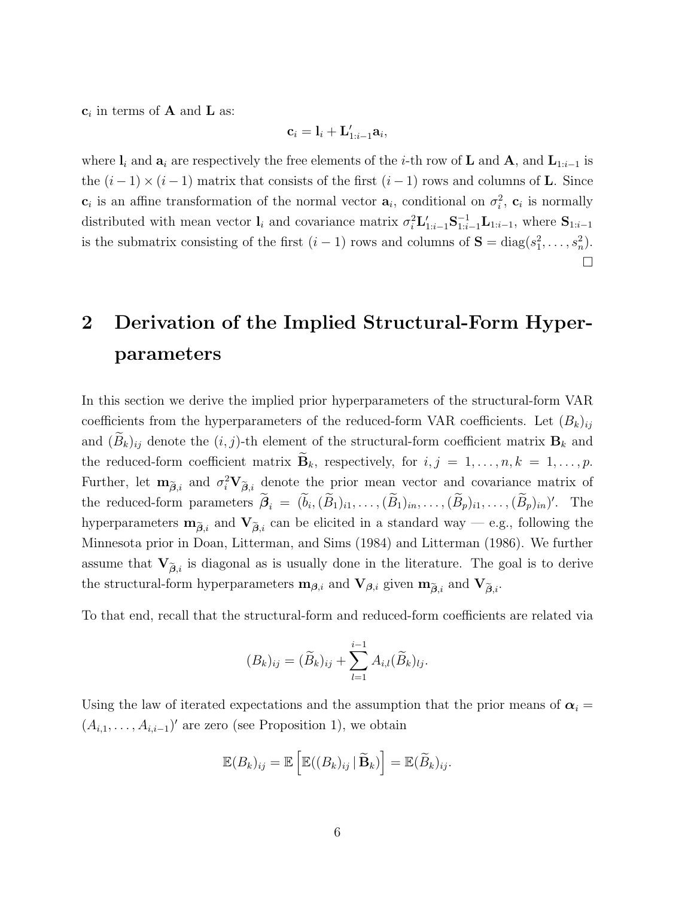$\mathbf{c}_i$ in terms of $\mathbf{A}$ and $\mathbf{L}$ as:

$$\mathbf{c}_i = \mathbf{l}_i + \mathbf{L}'_{1:i-1}\mathbf{a}_i,$$

where $\mathbf{l}_i$ and $\mathbf{a}_i$ are respectively the free elements of the $i$-th row of $\mathbf{L}$ and $\mathbf{A}$, and $\mathbf{L}_{1:i-1}$ is the $(i-1)\times(i-1)$ matrix that consists of the first $(i-1)$ rows and columns of $\mathbf{L}$. Since $\mathbf{c}_i$ is an affine transformation of the normal vector $\mathbf{a}_i$, conditional on $\sigma_i^2$, $\mathbf{c}_i$ is normally distributed with mean vector $\mathbf{l}_i$ and covariance matrix $\sigma_i^2\mathbf{L}'_{1:i-1}\mathbf{S}^{-1}_{1:i-1}\mathbf{L}_{1:i-1}$, where $\mathbf{S}_{1:i-1}$ is the submatrix consisting of the first $(i-1)$ rows and columns of $\mathbf{S} = \text{diag}(s_1^2, \ldots, s_n^2)$. □

# 2 Derivation of the Implied Structural-Form Hyperparameters

In this section we derive the implied prior hyperparameters of the structural-form VAR coefficients from the hyperparameters of the reduced-form VAR coefficients. Let $(B_k)_{ij}$ and $(\widetilde{B}_k)_{ij}$ denote the $(i,j)$-th element of the structural-form coefficient matrix $\mathbf{B}_k$ and the reduced-form coefficient matrix $\widetilde{\mathbf{B}}_k$, respectively, for $i,j = 1,\ldots,n, k = 1,\ldots,p$. Further, let $\mathbf{m}_{\widetilde{\boldsymbol{\beta}},i}$ and $\sigma_i^2\mathbf{V}_{\widetilde{\boldsymbol{\beta}},i}$ denote the prior mean vector and covariance matrix of the reduced-form parameters $\widetilde{\boldsymbol{\beta}}_i = (\widetilde{b}_i, (\widetilde{B}_1)_{i1}, \ldots, (\widetilde{B}_1)_{in}, \ldots, (\widetilde{B}_p)_{i1}, \ldots, (\widetilde{B}_p)_{in})'$. The hyperparameters $\mathbf{m}_{\widetilde{\boldsymbol{\beta}},i}$ and $\mathbf{V}_{\widetilde{\boldsymbol{\beta}},i}$ can be elicited in a standard way — e.g., following the Minnesota prior in Doan, Litterman, and Sims (1984) and Litterman (1986). We further assume that $\mathbf{V}_{\widetilde{\boldsymbol{\beta}},i}$ is diagonal as is usually done in the literature. The goal is to derive the structural-form hyperparameters $\mathbf{m}_{\boldsymbol{\beta},i}$ and $\mathbf{V}_{\boldsymbol{\beta},i}$ given $\mathbf{m}_{\widetilde{\boldsymbol{\beta}},i}$ and $\mathbf{V}_{\widetilde{\boldsymbol{\beta}},i}$.

To that end, recall that the structural-form and reduced-form coefficients are related via

$$(B_k)_{ij} = (\widetilde{B}_k)_{ij} + \sum_{l=1}^{i-1} A_{i,l}(\widetilde{B}_k)_{lj}.$$

Using the law of iterated expectations and the assumption that the prior means of $\boldsymbol{\alpha}_i = (A_{i,1}, \ldots, A_{i,i-1})'$ are zero (see Proposition 1), we obtain

$$\mathbb{E}(B_k)_{ij} = \mathbb{E}\left[\mathbb{E}((B_k)_{ij} \,|\, \widetilde{\mathbf{B}}_k)\right] = \mathbb{E}(\widetilde{B}_k)_{ij}.$$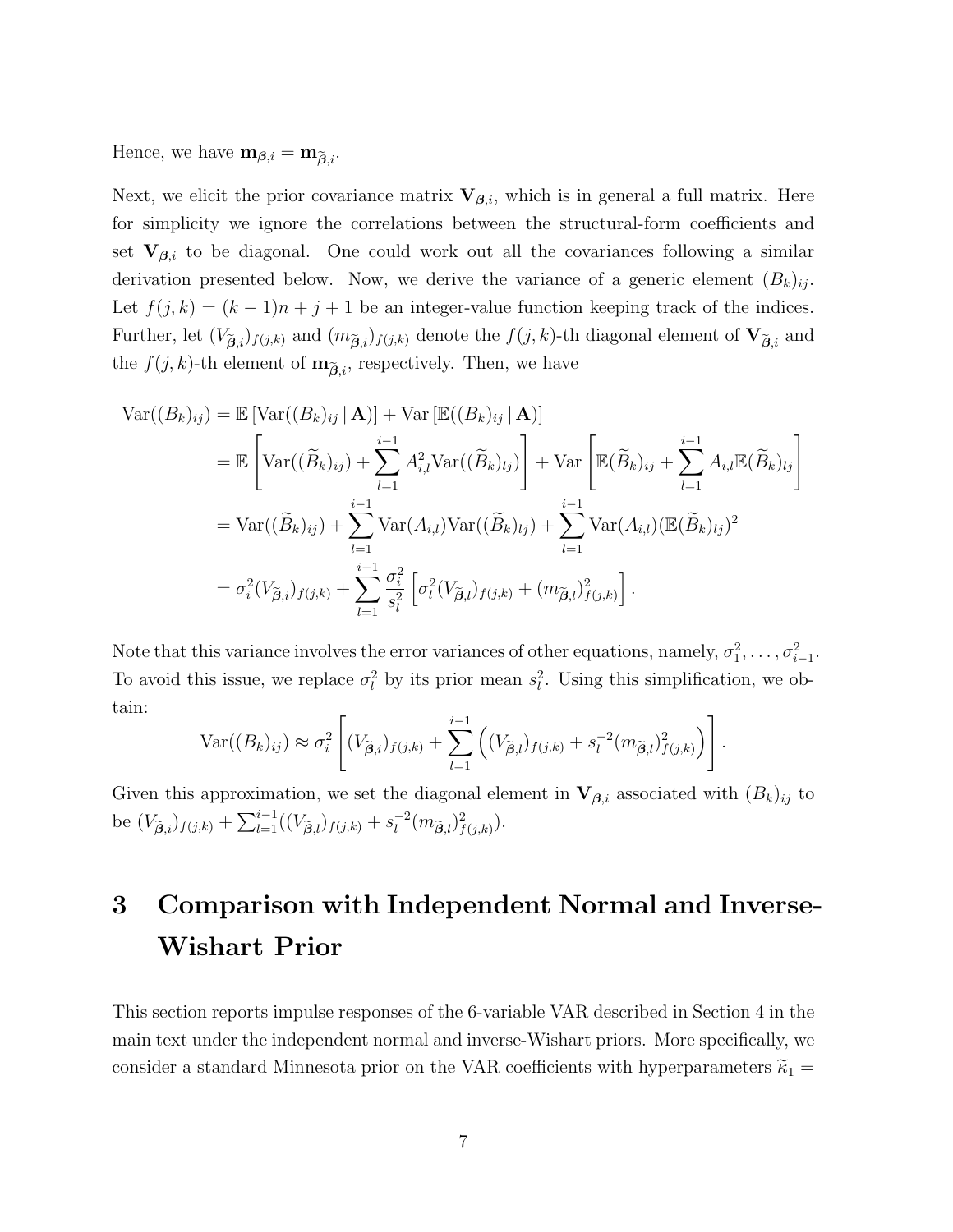Hence, we have $\mathbf{m}_{\boldsymbol{\beta},i} = \mathbf{m}_{\widetilde{\boldsymbol{\beta}},i}$.

Next, we elicit the prior covariance matrix $\mathbf{V}_{\boldsymbol{\beta},i}$, which is in general a full matrix. Here for simplicity we ignore the correlations between the structural-form coefficients and set $\mathbf{V}_{\boldsymbol{\beta},i}$ to be diagonal. One could work out all the covariances following a similar derivation presented below. Now, we derive the variance of a generic element $(B_k)_{ij}$. Let $f(j,k) = (k-1)n + j + 1$ be an integer-value function keeping track of the indices. Further, let $(V_{\widetilde{\boldsymbol{\beta}},i})_{f(j,k)}$ and $(m_{\widetilde{\boldsymbol{\beta}},i})_{f(j,k)}$ denote the $f(j,k)$-th diagonal element of $\mathbf{V}_{\widetilde{\boldsymbol{\beta}},i}$ and the $f(j,k)$-th element of $\mathbf{m}_{\widetilde{\boldsymbol{\beta}},i}$, respectively. Then, we have

$$
\begin{aligned}
\mathrm{Var}((B_k)_{ij}) &= \mathbb{E}\left[\mathrm{Var}((B_k)_{ij}\,|\,\mathbf{A})\right] + \mathrm{Var}\left[\mathbb{E}((B_k)_{ij}\,|\,\mathbf{A})\right] \\
&= \mathbb{E}\left[\mathrm{Var}((\widetilde{B}_k)_{ij}) + \sum_{l=1}^{i-1} A_{i,l}^2 \mathrm{Var}((\widetilde{B}_k)_{lj})\right] + \mathrm{Var}\left[\mathbb{E}(\widetilde{B}_k)_{ij} + \sum_{l=1}^{i-1} A_{i,l}\mathbb{E}(\widetilde{B}_k)_{lj}\right] \\
&= \mathrm{Var}((\widetilde{B}_k)_{ij}) + \sum_{l=1}^{i-1} \mathrm{Var}(A_{i,l})\mathrm{Var}((\widetilde{B}_k)_{lj}) + \sum_{l=1}^{i-1} \mathrm{Var}(A_{i,l})(\mathbb{E}(\widetilde{B}_k)_{lj})^2 \\
&= \sigma_i^2 (V_{\widetilde{\boldsymbol{\beta}},i})_{f(j,k)} + \sum_{l=1}^{i-1} \frac{\sigma_i^2}{s_l^2}\left[\sigma_l^2 (V_{\widetilde{\boldsymbol{\beta}},l})_{f(j,k)} + (m_{\widetilde{\boldsymbol{\beta}},l})^2_{f(j,k)}\right].
\end{aligned}
$$

Note that this variance involves the error variances of other equations, namely, $\sigma_1^2, \ldots, \sigma_{i-1}^2$. To avoid this issue, we replace $\sigma_l^2$ by its prior mean $s_l^2$. Using this simplification, we obtain:

$$
\mathrm{Var}((B_k)_{ij}) \approx \sigma_i^2 \left[(V_{\widetilde{\boldsymbol{\beta}},i})_{f(j,k)} + \sum_{l=1}^{i-1}\left((V_{\widetilde{\boldsymbol{\beta}},l})_{f(j,k)} + s_l^{-2}(m_{\widetilde{\boldsymbol{\beta}},l})^2_{f(j,k)}\right)\right].
$$

Given this approximation, we set the diagonal element in $\mathbf{V}_{\boldsymbol{\beta},i}$ associated with $(B_k)_{ij}$ to be $(V_{\widetilde{\boldsymbol{\beta}},i})_{f(j,k)} + \sum_{l=1}^{i-1}((V_{\widetilde{\boldsymbol{\beta}},l})_{f(j,k)} + s_l^{-2}(m_{\widetilde{\boldsymbol{\beta}},l})^2_{f(j,k)})$.

# 3 Comparison with Independent Normal and Inverse-Wishart Prior

This section reports impulse responses of the 6-variable VAR described in Section 4 in the main text under the independent normal and inverse-Wishart priors. More specifically, we consider a standard Minnesota prior on the VAR coefficients with hyperparameters $\widetilde{\kappa}_1 =$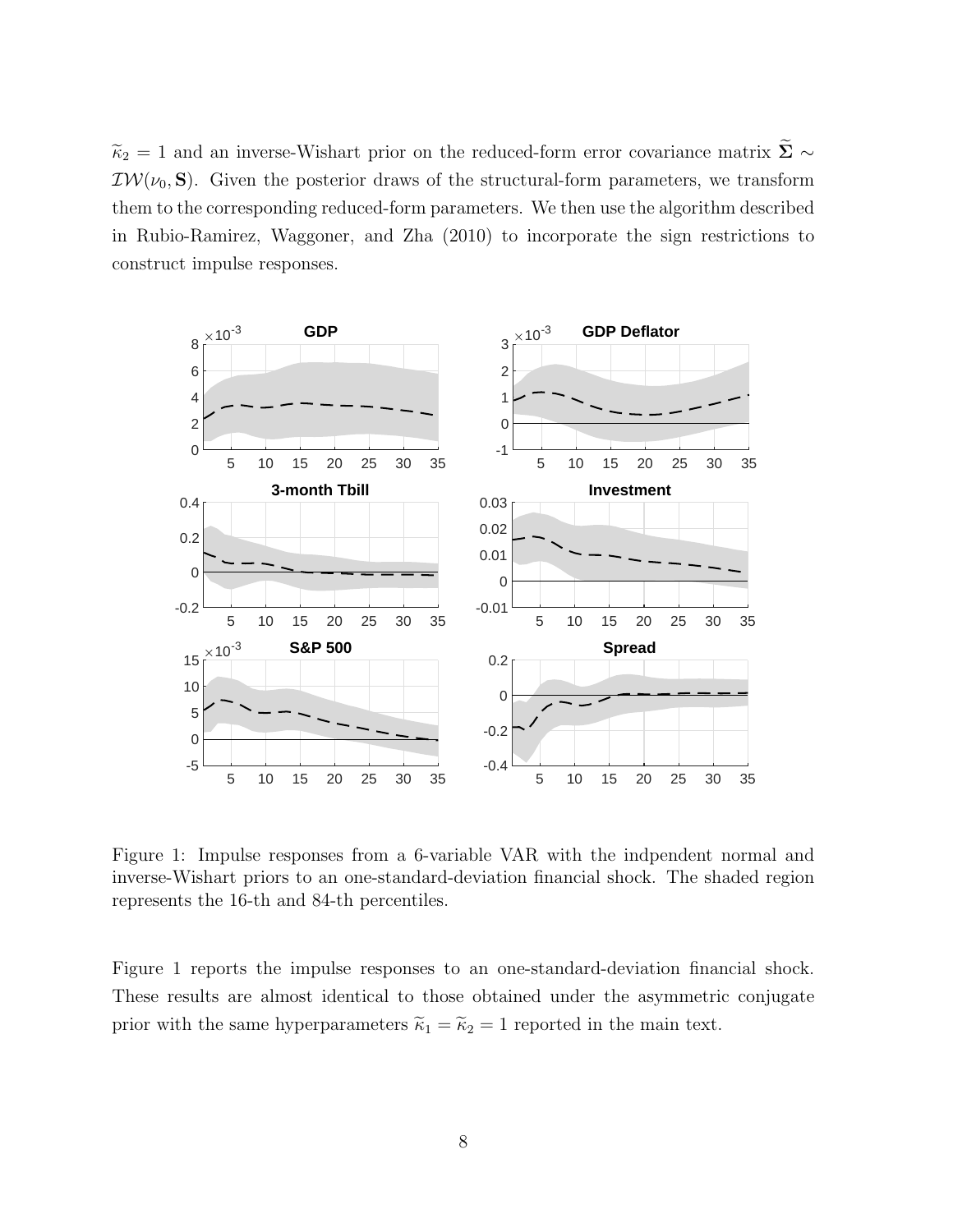$\widetilde{\kappa}_2 = 1$ and an inverse-Wishart prior on the reduced-form error covariance matrix $\widetilde{\mathbf{\Sigma}} \sim \mathcal{IW}(\nu_0, \mathbf{S})$. Given the posterior draws of the structural-form parameters, we transform them to the corresponding reduced-form parameters. We then use the algorithm described in Rubio-Ramirez, Waggoner, and Zha (2010) to incorporate the sign restrictions to construct impulse responses.

Figure 1: Impulse responses from a 6-variable VAR with the indpendent normal and inverse-Wishart priors to an one-standard-deviation financial shock. The shaded region represents the 16-th and 84-th percentiles.

Figure 1 reports the impulse responses to an one-standard-deviation financial shock. These results are almost identical to those obtained under the asymmetric conjugate prior with the same hyperparameters $\widetilde{\kappa}_1 = \widetilde{\kappa}_2 = 1$ reported in the main text.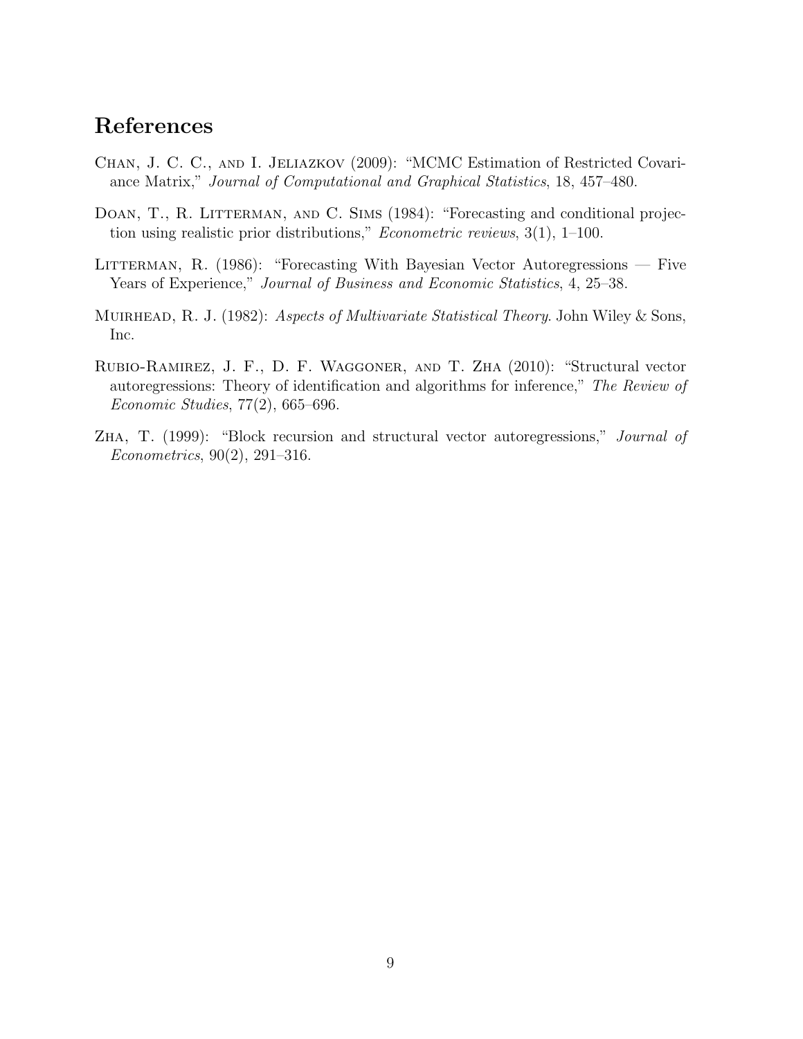## References

Chan, J. C. C., and I. Jeliazkov (2009): "MCMC Estimation of Restricted Covariance Matrix," *Journal of Computational and Graphical Statistics*, 18, 457–480.

Doan, T., R. Litterman, and C. Sims (1984): "Forecasting and conditional projection using realistic prior distributions," *Econometric reviews*, 3(1), 1–100.

Litterman, R. (1986): "Forecasting With Bayesian Vector Autoregressions — Five Years of Experience," *Journal of Business and Economic Statistics*, 4, 25–38.

Muirhead, R. J. (1982): *Aspects of Multivariate Statistical Theory*. John Wiley & Sons, Inc.

Rubio-Ramirez, J. F., D. F. Waggoner, and T. Zha (2010): "Structural vector autoregressions: Theory of identification and algorithms for inference," *The Review of Economic Studies*, 77(2), 665–696.

Zha, T. (1999): "Block recursion and structural vector autoregressions," *Journal of Econometrics*, 90(2), 291–316.